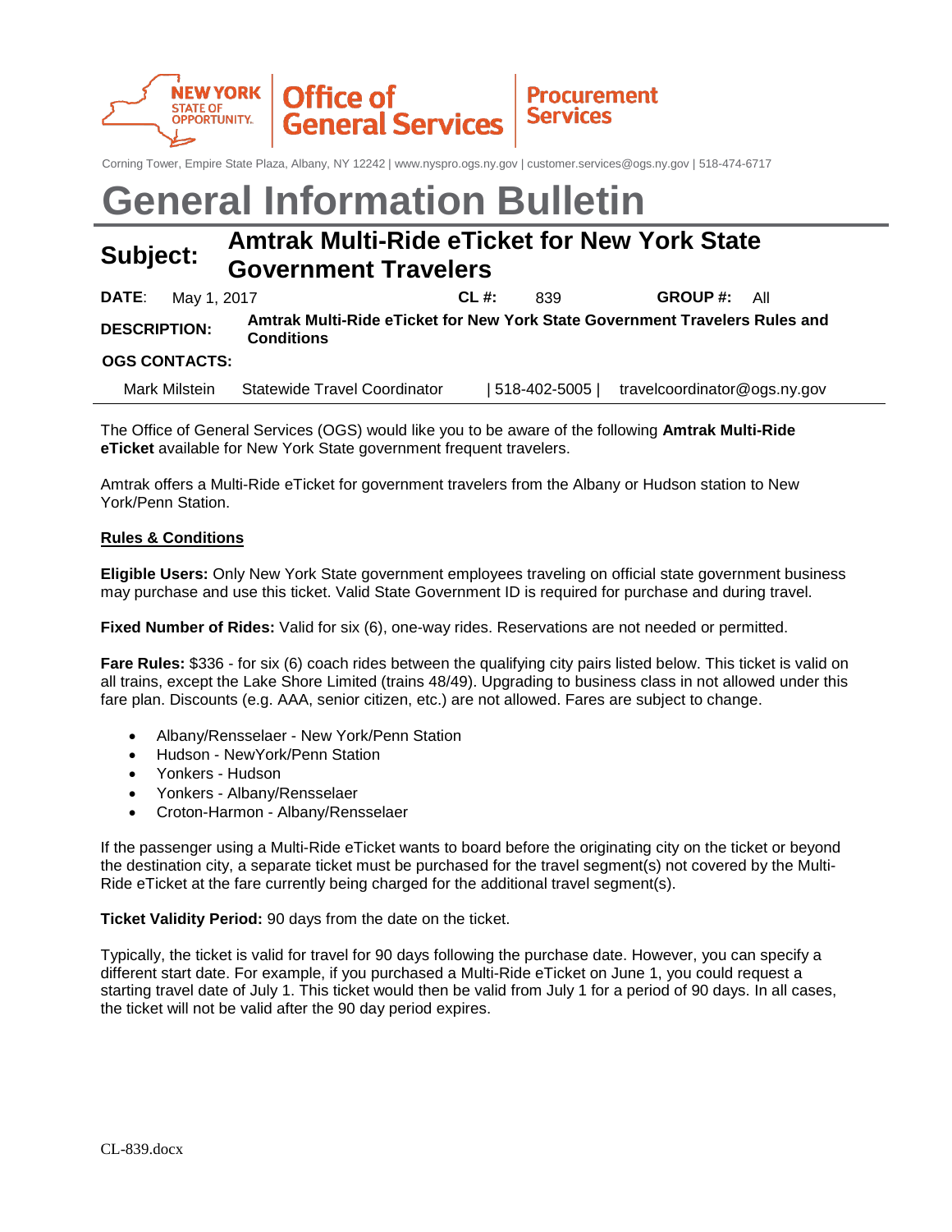NEW YORK STATE OF OPPORTUNITY. | Office of General Services | Procurement Services

Corning Tower, Empire State Plaza, Albany, NY 12242 | www.nyspro.ogs.ny.gov | customer.services@ogs.ny.gov | 518-474-6717

# General Information Bulletin

## Subject: Amtrak Multi-Ride eTicket for New York State Government Travelers

**DATE**: May 1, 2017 **CL #:** 839 **GROUP #:** All

**DESCRIPTION:** **Amtrak Multi-Ride eTicket for New York State Government Travelers Rules and Conditions**

**OGS CONTACTS:**

Mark Milstein Statewide Travel Coordinator | 518-402-5005 | travelcoordinator@ogs.ny.gov

The Office of General Services (OGS) would like you to be aware of the following **Amtrak Multi-Ride eTicket** available for New York State government frequent travelers.

Amtrak offers a Multi-Ride eTicket for government travelers from the Albany or Hudson station to New York/Penn Station.

**Rules & Conditions**

**Eligible Users:** Only New York State government employees traveling on official state government business may purchase and use this ticket. Valid State Government ID is required for purchase and during travel.

**Fixed Number of Rides:** Valid for six (6), one-way rides. Reservations are not needed or permitted.

**Fare Rules:** $336 - for six (6) coach rides between the qualifying city pairs listed below. This ticket is valid on all trains, except the Lake Shore Limited (trains 48/49). Upgrading to business class in not allowed under this fare plan. Discounts (e.g. AAA, senior citizen, etc.) are not allowed. Fares are subject to change.

- Albany/Rensselaer - New York/Penn Station
- Hudson - NewYork/Penn Station
- Yonkers - Hudson
- Yonkers - Albany/Rensselaer
- Croton-Harmon - Albany/Rensselaer

If the passenger using a Multi-Ride eTicket wants to board before the originating city on the ticket or beyond the destination city, a separate ticket must be purchased for the travel segment(s) not covered by the Multi-Ride eTicket at the fare currently being charged for the additional travel segment(s).

**Ticket Validity Period:** 90 days from the date on the ticket.

Typically, the ticket is valid for travel for 90 days following the purchase date. However, you can specify a different start date. For example, if you purchased a Multi-Ride eTicket on June 1, you could request a starting travel date of July 1. This ticket would then be valid from July 1 for a period of 90 days. In all cases, the ticket will not be valid after the 90 day period expires.

CL-839.docx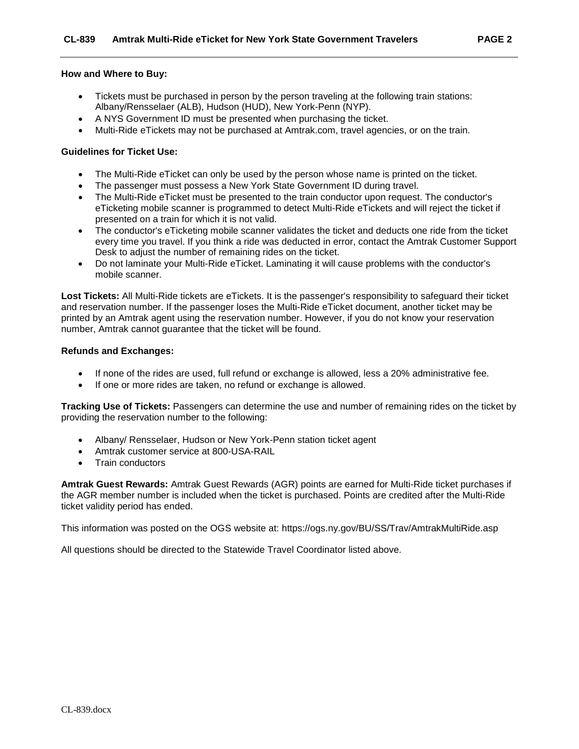**How and Where to Buy:**

- Tickets must be purchased in person by the person traveling at the following train stations: Albany/Rensselaer (ALB), Hudson (HUD), New York-Penn (NYP).
- A NYS Government ID must be presented when purchasing the ticket.
- Multi-Ride eTickets may not be purchased at Amtrak.com, travel agencies, or on the train.

**Guidelines for Ticket Use:**

- The Multi-Ride eTicket can only be used by the person whose name is printed on the ticket.
- The passenger must possess a New York State Government ID during travel.
- The Multi-Ride eTicket must be presented to the train conductor upon request. The conductor's eTicketing mobile scanner is programmed to detect Multi-Ride eTickets and will reject the ticket if presented on a train for which it is not valid.
- The conductor's eTicketing mobile scanner validates the ticket and deducts one ride from the ticket every time you travel. If you think a ride was deducted in error, contact the Amtrak Customer Support Desk to adjust the number of remaining rides on the ticket.
- Do not laminate your Multi-Ride eTicket. Laminating it will cause problems with the conductor's mobile scanner.

**Lost Tickets:** All Multi-Ride tickets are eTickets. It is the passenger's responsibility to safeguard their ticket and reservation number. If the passenger loses the Multi-Ride eTicket document, another ticket may be printed by an Amtrak agent using the reservation number. However, if you do not know your reservation number, Amtrak cannot guarantee that the ticket will be found.

**Refunds and Exchanges:**

- If none of the rides are used, full refund or exchange is allowed, less a 20% administrative fee.
- If one or more rides are taken, no refund or exchange is allowed.

**Tracking Use of Tickets:** Passengers can determine the use and number of remaining rides on the ticket by providing the reservation number to the following:

- Albany/ Rensselaer, Hudson or New York-Penn station ticket agent
- Amtrak customer service at 800-USA-RAIL
- Train conductors

**Amtrak Guest Rewards:** Amtrak Guest Rewards (AGR) points are earned for Multi-Ride ticket purchases if the AGR member number is included when the ticket is purchased. Points are credited after the Multi-Ride ticket validity period has ended.

This information was posted on the OGS website at: https://ogs.ny.gov/BU/SS/Trav/AmtrakMultiRide.asp

All questions should be directed to the Statewide Travel Coordinator listed above.